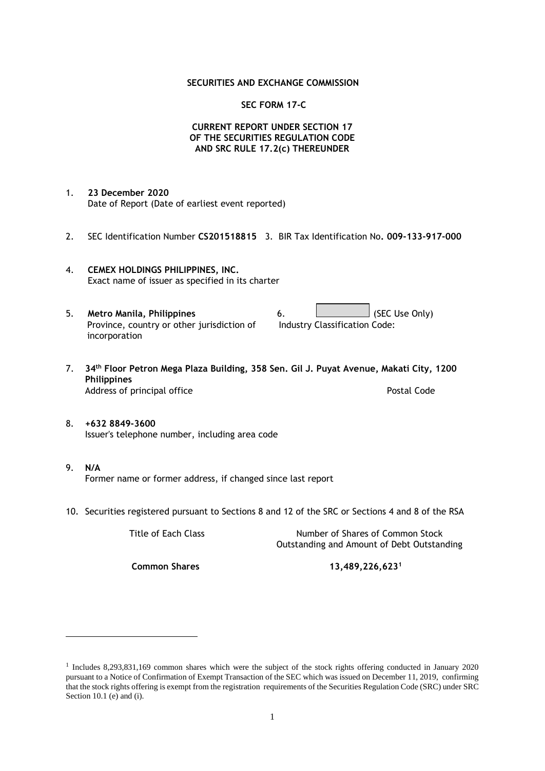**SECURITIES AND EXCHANGE COMMISSION**

**SEC FORM 17-C**

**CURRENT REPORT UNDER SECTION 17
OF THE SECURITIES REGULATION CODE
AND SRC RULE 17.2(c) THEREUNDER**

1. **23 December 2020**
   Date of Report (Date of earliest event reported)

2. SEC Identification Number **CS201518815** 3. BIR Tax Identification No**. 009-133-917-000**

4. **CEMEX HOLDINGS PHILIPPINES, INC.**
   Exact name of issuer as specified in its charter

5. **Metro Manila, Philippines**
   Province, country or other jurisdiction of incorporation

6. (SEC Use Only)
   Industry Classification Code:

7. **34th Floor Petron Mega Plaza Building, 358 Sen. Gil J. Puyat Avenue, Makati City, 1200 Philippines**
   Address of principal office Postal Code

8. **+632 8849-3600**
   Issuer's telephone number, including area code

9. **N/A**
   Former name or former address, if changed since last report

10. Securities registered pursuant to Sections 8 and 12 of the SRC or Sections 4 and 8 of the RSA

| Title of Each Class | Number of Shares of Common Stock Outstanding and Amount of Debt Outstanding |
|---|---|
| **Common Shares** | **13,489,226,623**[1] |

---

[1] Includes 8,293,831,169 common shares which were the subject of the stock rights offering conducted in January 2020 pursuant to a Notice of Confirmation of Exempt Transaction of the SEC which was issued on December 11, 2019, confirming that the stock rights offering is exempt from the registration requirements of the Securities Regulation Code (SRC) under SRC Section 10.1 (e) and (i).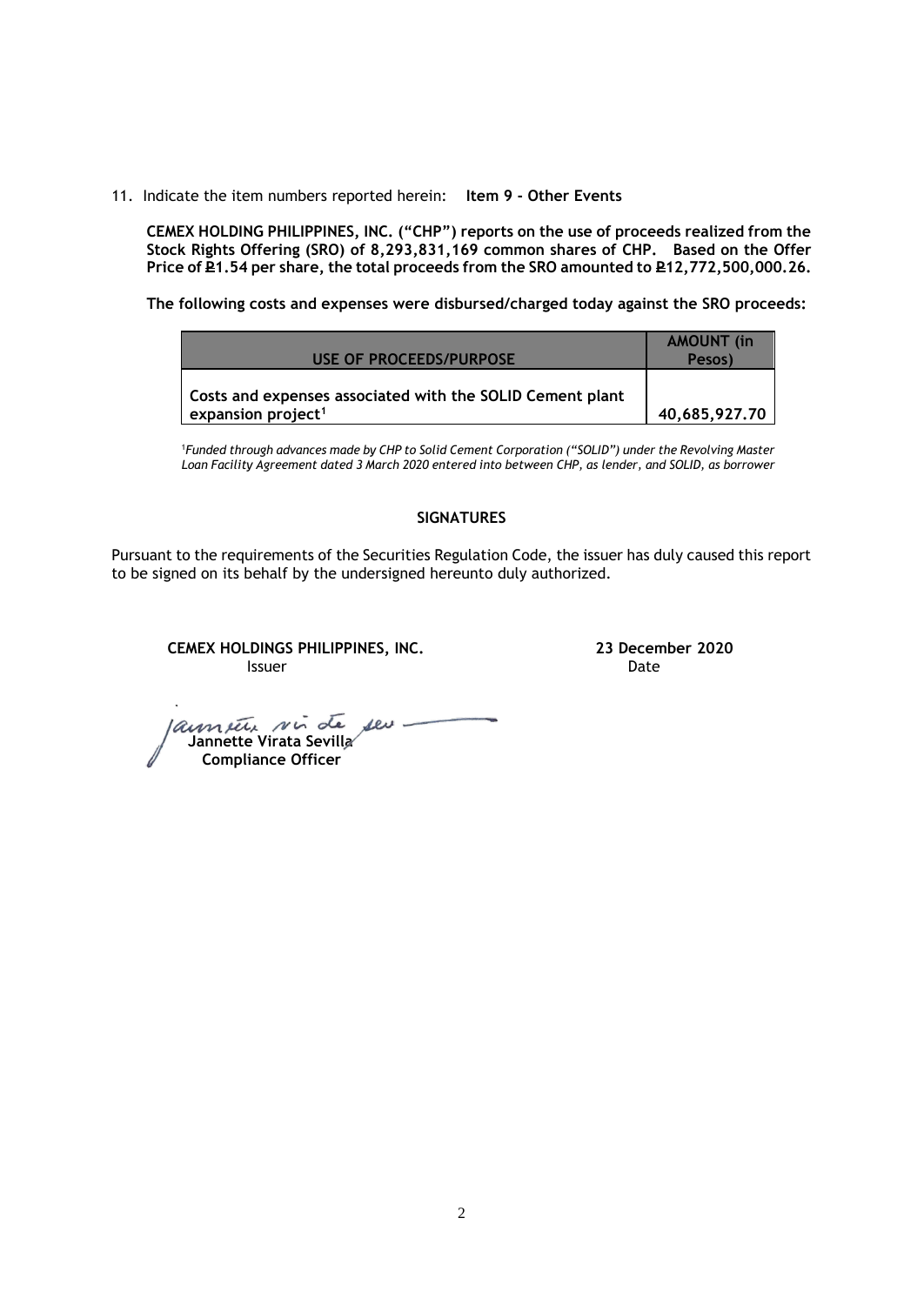11. Indicate the item numbers reported herein: **Item 9 - Other Events**

**CEMEX HOLDING PHILIPPINES, INC. ("CHP") reports on the use of proceeds realized from the Stock Rights Offering (SRO) of 8,293,831,169 common shares of CHP. Based on the Offer Price of ₽1.54 per share, the total proceeds from the SRO amounted to ₽12,772,500,000.26.**

**The following costs and expenses were disbursed/charged today against the SRO proceeds:**

| USE OF PROCEEDS/PURPOSE | AMOUNT (in Pesos) |
|---|---|
| Costs and expenses associated with the SOLID Cement plant expansion project[1] | 40,685,927.70 |

[1]*Funded through advances made by CHP to Solid Cement Corporation ("SOLID") under the Revolving Master Loan Facility Agreement dated 3 March 2020 entered into between CHP, as lender, and SOLID, as borrower*

**SIGNATURES**

Pursuant to the requirements of the Securities Regulation Code, the issuer has duly caused this report to be signed on its behalf by the undersigned hereunto duly authorized.

**CEMEX HOLDINGS PHILIPPINES, INC.**
Issuer

**23 December 2020**
Date

**Jannette Virata Sevilla**
**Compliance Officer**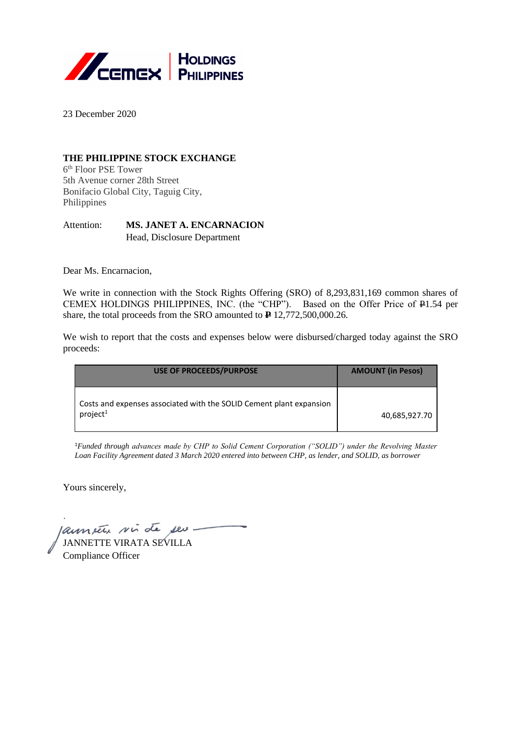23 December 2020

**THE PHILIPPINE STOCK EXCHANGE**
6th Floor PSE Tower
5th Avenue corner 28th Street
Bonifacio Global City, Taguig City,
Philippines

Attention: **MS. JANET A. ENCARNACION**
Head, Disclosure Department

Dear Ms. Encarnacion,

We write in connection with the Stock Rights Offering (SRO) of 8,293,831,169 common shares of CEMEX HOLDINGS PHILIPPINES, INC. (the "CHP"). Based on the Offer Price of ₱1.54 per share, the total proceeds from the SRO amounted to ₱ 12,772,500,000.26.

We wish to report that the costs and expenses below were disbursed/charged today against the SRO proceeds:

| USE OF PROCEEDS/PURPOSE | AMOUNT (in Pesos) |
|---|---|
| Costs and expenses associated with the SOLID Cement plant expansion project[1] | 40,685,927.70 |

[1]*Funded through advances made by CHP to Solid Cement Corporation ("SOLID") under the Revolving Master Loan Facility Agreement dated 3 March 2020 entered into between CHP, as lender, and SOLID, as borrower*

Yours sincerely,

JANNETTE VIRATA SEVILLA
Compliance Officer